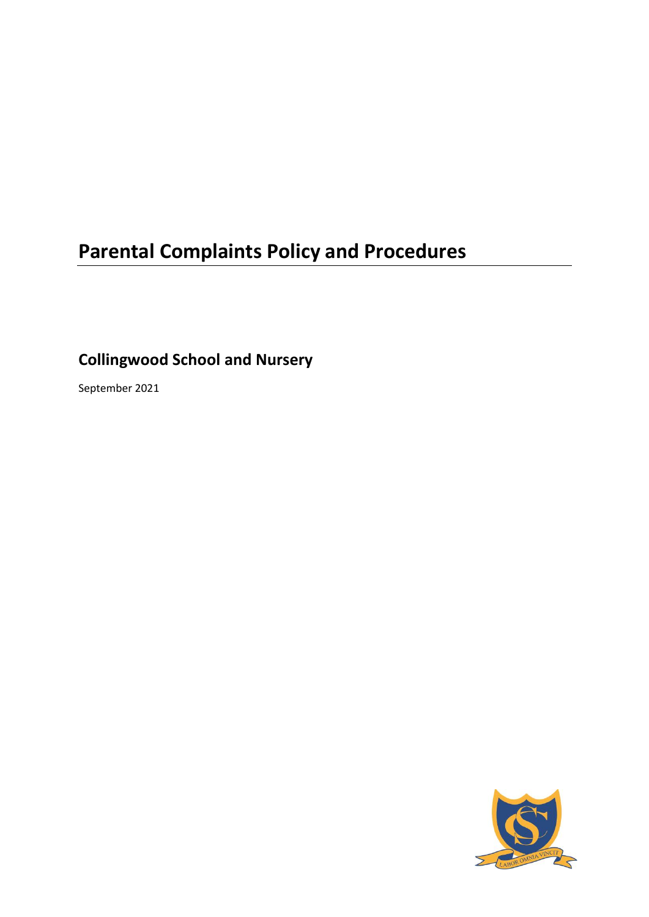# Parental Complaints Policy and Procedures

## Collingwood School and Nursery

September 2021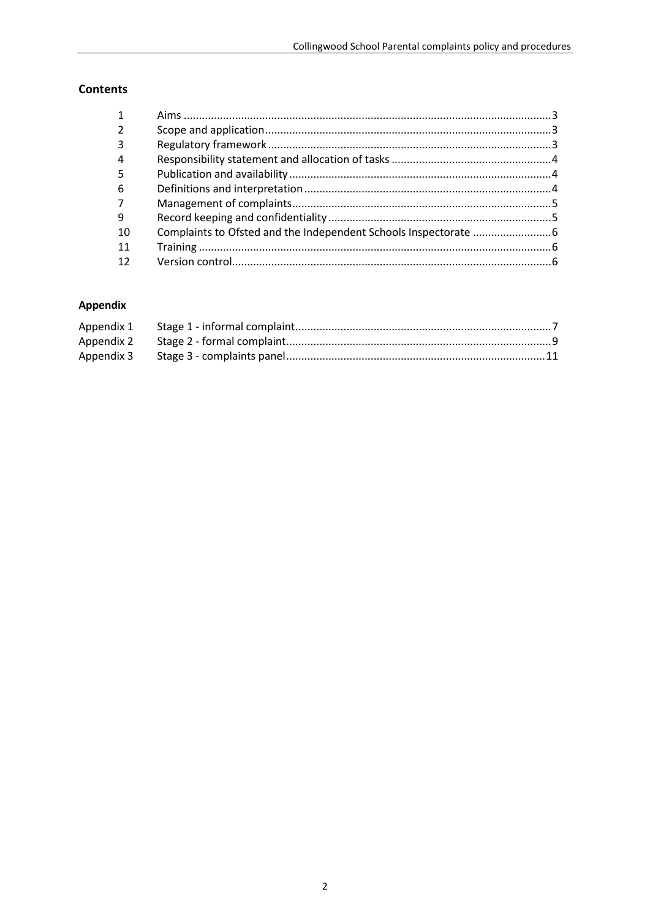## Contents

| | | |
|---|---|---|
| 1 | Aims | 3 |
| 2 | Scope and application | 3 |
| 3 | Regulatory framework | 3 |
| 4 | Responsibility statement and allocation of tasks | 4 |
| 5 | Publication and availability | 4 |
| 6 | Definitions and interpretation | 4 |
| 7 | Management of complaints | 5 |
| 9 | Record keeping and confidentiality | 5 |
| 10 | Complaints to Ofsted and the Independent Schools Inspectorate | 6 |
| 11 | Training | 6 |
| 12 | Version control | 6 |

## Appendix

| | | |
|---|---|---|
| Appendix 1 | Stage 1 - informal complaint | 7 |
| Appendix 2 | Stage 2 - formal complaint | 9 |
| Appendix 3 | Stage 3 - complaints panel | 11 |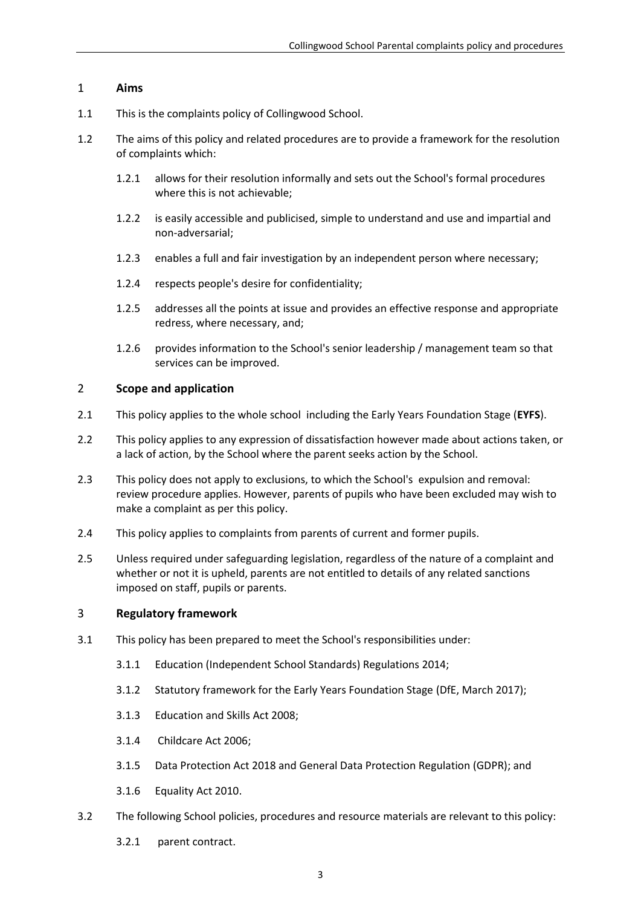## 1 **Aims**

1.1 This is the complaints policy of Collingwood School.

1.2 The aims of this policy and related procedures are to provide a framework for the resolution of complaints which:

1.2.1 allows for their resolution informally and sets out the School's formal procedures where this is not achievable;

1.2.2 is easily accessible and publicised, simple to understand and use and impartial and non-adversarial;

1.2.3 enables a full and fair investigation by an independent person where necessary;

1.2.4 respects people's desire for confidentiality;

1.2.5 addresses all the points at issue and provides an effective response and appropriate redress, where necessary, and;

1.2.6 provides information to the School's senior leadership / management team so that services can be improved.

## 2 **Scope and application**

2.1 This policy applies to the whole school including the Early Years Foundation Stage (**EYFS**).

2.2 This policy applies to any expression of dissatisfaction however made about actions taken, or a lack of action, by the School where the parent seeks action by the School.

2.3 This policy does not apply to exclusions, to which the School's expulsion and removal: review procedure applies. However, parents of pupils who have been excluded may wish to make a complaint as per this policy.

2.4 This policy applies to complaints from parents of current and former pupils.

2.5 Unless required under safeguarding legislation, regardless of the nature of a complaint and whether or not it is upheld, parents are not entitled to details of any related sanctions imposed on staff, pupils or parents.

## 3 **Regulatory framework**

3.1 This policy has been prepared to meet the School's responsibilities under:

3.1.1 Education (Independent School Standards) Regulations 2014;

3.1.2 Statutory framework for the Early Years Foundation Stage (DfE, March 2017);

3.1.3 Education and Skills Act 2008;

3.1.4 Childcare Act 2006;

3.1.5 Data Protection Act 2018 and General Data Protection Regulation (GDPR); and

3.1.6 Equality Act 2010.

3.2 The following School policies, procedures and resource materials are relevant to this policy:

3.2.1 parent contract.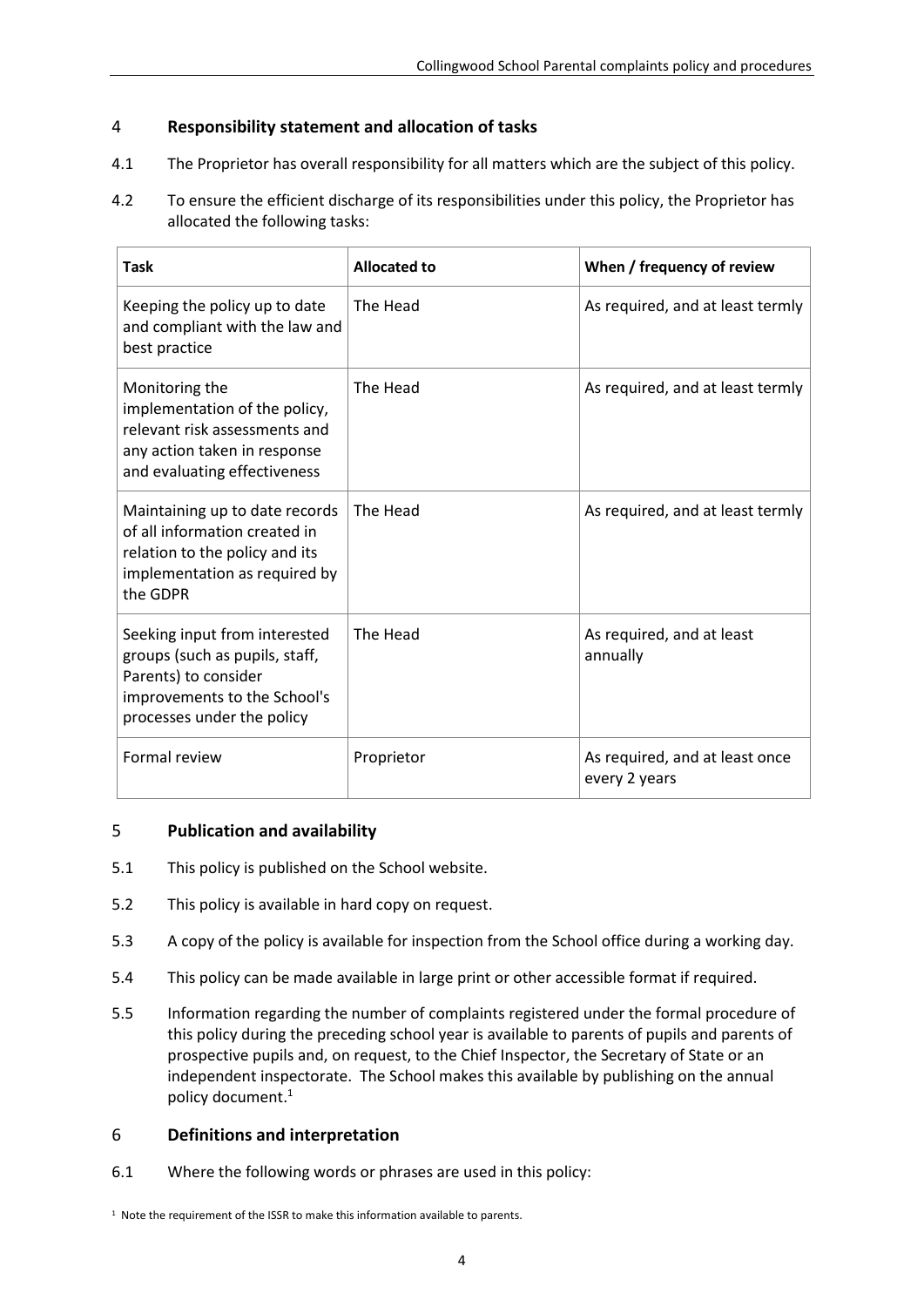## 4 Responsibility statement and allocation of tasks

4.1 The Proprietor has overall responsibility for all matters which are the subject of this policy.

4.2 To ensure the efficient discharge of its responsibilities under this policy, the Proprietor has allocated the following tasks:

| Task | Allocated to | When / frequency of review |
| --- | --- | --- |
| Keeping the policy up to date and compliant with the law and best practice | The Head | As required, and at least termly |
| Monitoring the implementation of the policy, relevant risk assessments and any action taken in response and evaluating effectiveness | The Head | As required, and at least termly |
| Maintaining up to date records of all information created in relation to the policy and its implementation as required by the GDPR | The Head | As required, and at least termly |
| Seeking input from interested groups (such as pupils, staff, Parents) to consider improvements to the School's processes under the policy | The Head | As required, and at least annually |
| Formal review | Proprietor | As required, and at least once every 2 years |

## 5 Publication and availability

5.1 This policy is published on the School website.

5.2 This policy is available in hard copy on request.

5.3 A copy of the policy is available for inspection from the School office during a working day.

5.4 This policy can be made available in large print or other accessible format if required.

5.5 Information regarding the number of complaints registered under the formal procedure of this policy during the preceding school year is available to parents of pupils and parents of prospective pupils and, on request, to the Chief Inspector, the Secretary of State or an independent inspectorate. The School makes this available by publishing on the annual policy document.[1]

## 6 Definitions and interpretation

6.1 Where the following words or phrases are used in this policy:

[1] Note the requirement of the ISSR to make this information available to parents.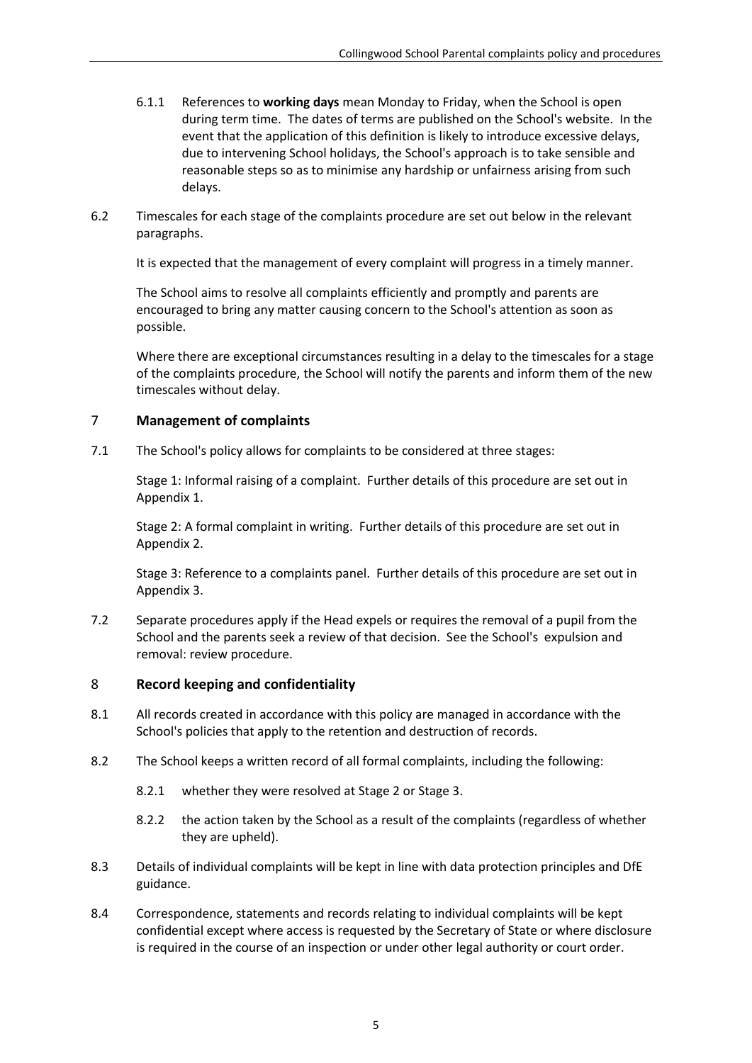6.1.1 References to **working days** mean Monday to Friday, when the School is open during term time. The dates of terms are published on the School's website. In the event that the application of this definition is likely to introduce excessive delays, due to intervening School holidays, the School's approach is to take sensible and reasonable steps so as to minimise any hardship or unfairness arising from such delays.

6.2 Timescales for each stage of the complaints procedure are set out below in the relevant paragraphs.

It is expected that the management of every complaint will progress in a timely manner.

The School aims to resolve all complaints efficiently and promptly and parents are encouraged to bring any matter causing concern to the School's attention as soon as possible.

Where there are exceptional circumstances resulting in a delay to the timescales for a stage of the complaints procedure, the School will notify the parents and inform them of the new timescales without delay.

## 7 Management of complaints

7.1 The School's policy allows for complaints to be considered at three stages:

Stage 1: Informal raising of a complaint. Further details of this procedure are set out in Appendix 1.

Stage 2: A formal complaint in writing. Further details of this procedure are set out in Appendix 2.

Stage 3: Reference to a complaints panel. Further details of this procedure are set out in Appendix 3.

7.2 Separate procedures apply if the Head expels or requires the removal of a pupil from the School and the parents seek a review of that decision. See the School's expulsion and removal: review procedure.

## 8 Record keeping and confidentiality

8.1 All records created in accordance with this policy are managed in accordance with the School's policies that apply to the retention and destruction of records.

8.2 The School keeps a written record of all formal complaints, including the following:

8.2.1 whether they were resolved at Stage 2 or Stage 3.

8.2.2 the action taken by the School as a result of the complaints (regardless of whether they are upheld).

8.3 Details of individual complaints will be kept in line with data protection principles and DfE guidance.

8.4 Correspondence, statements and records relating to individual complaints will be kept confidential except where access is requested by the Secretary of State or where disclosure is required in the course of an inspection or under other legal authority or court order.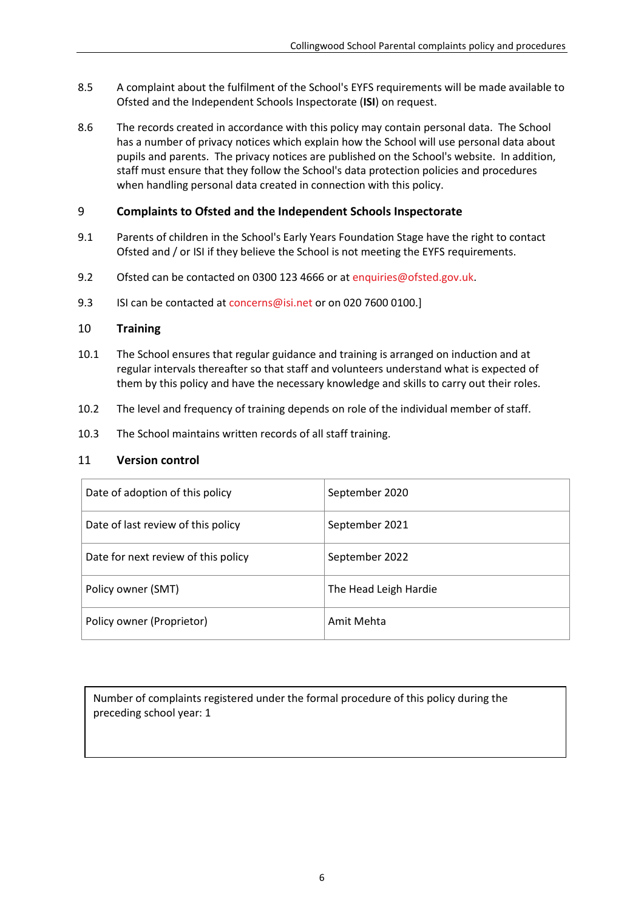8.5 A complaint about the fulfilment of the School's EYFS requirements will be made available to Ofsted and the Independent Schools Inspectorate (**ISI**) on request.

8.6 The records created in accordance with this policy may contain personal data. The School has a number of privacy notices which explain how the School will use personal data about pupils and parents. The privacy notices are published on the School's website. In addition, staff must ensure that they follow the School's data protection policies and procedures when handling personal data created in connection with this policy.

## 9 Complaints to Ofsted and the Independent Schools Inspectorate

9.1 Parents of children in the School's Early Years Foundation Stage have the right to contact Ofsted and / or ISI if they believe the School is not meeting the EYFS requirements.

9.2 Ofsted can be contacted on 0300 123 4666 or at enquiries@ofsted.gov.uk.

9.3 ISI can be contacted at concerns@isi.net or on 020 7600 0100.]

## 10 Training

10.1 The School ensures that regular guidance and training is arranged on induction and at regular intervals thereafter so that staff and volunteers understand what is expected of them by this policy and have the necessary knowledge and skills to carry out their roles.

10.2 The level and frequency of training depends on role of the individual member of staff.

10.3 The School maintains written records of all staff training.

## 11 Version control

| | |
|---|---|
| Date of adoption of this policy | September 2020 |
| Date of last review of this policy | September 2021 |
| Date for next review of this policy | September 2022 |
| Policy owner (SMT) | The Head Leigh Hardie |
| Policy owner (Proprietor) | Amit Mehta |

Number of complaints registered under the formal procedure of this policy during the preceding school year: 1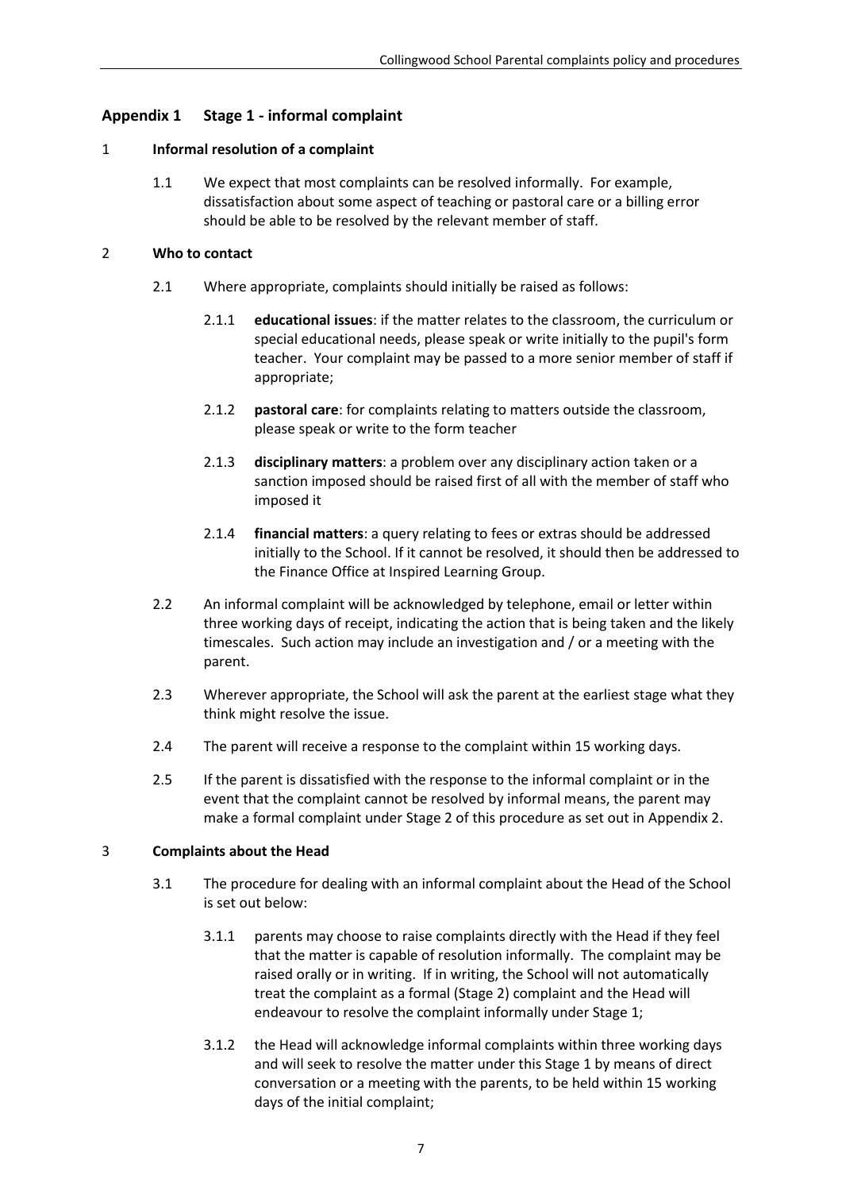## Appendix 1 Stage 1 - informal complaint

### 1 Informal resolution of a complaint

1.1 We expect that most complaints can be resolved informally. For example, dissatisfaction about some aspect of teaching or pastoral care or a billing error should be able to be resolved by the relevant member of staff.

### 2 Who to contact

2.1 Where appropriate, complaints should initially be raised as follows:

2.1.1 **educational issues**: if the matter relates to the classroom, the curriculum or special educational needs, please speak or write initially to the pupil's form teacher. Your complaint may be passed to a more senior member of staff if appropriate;

2.1.2 **pastoral care**: for complaints relating to matters outside the classroom, please speak or write to the form teacher

2.1.3 **disciplinary matters**: a problem over any disciplinary action taken or a sanction imposed should be raised first of all with the member of staff who imposed it

2.1.4 **financial matters**: a query relating to fees or extras should be addressed initially to the School. If it cannot be resolved, it should then be addressed to the Finance Office at Inspired Learning Group.

2.2 An informal complaint will be acknowledged by telephone, email or letter within three working days of receipt, indicating the action that is being taken and the likely timescales. Such action may include an investigation and / or a meeting with the parent.

2.3 Wherever appropriate, the School will ask the parent at the earliest stage what they think might resolve the issue.

2.4 The parent will receive a response to the complaint within 15 working days.

2.5 If the parent is dissatisfied with the response to the informal complaint or in the event that the complaint cannot be resolved by informal means, the parent may make a formal complaint under Stage 2 of this procedure as set out in Appendix 2.

### 3 Complaints about the Head

3.1 The procedure for dealing with an informal complaint about the Head of the School is set out below:

3.1.1 parents may choose to raise complaints directly with the Head if they feel that the matter is capable of resolution informally. The complaint may be raised orally or in writing. If in writing, the School will not automatically treat the complaint as a formal (Stage 2) complaint and the Head will endeavour to resolve the complaint informally under Stage 1;

3.1.2 the Head will acknowledge informal complaints within three working days and will seek to resolve the matter under this Stage 1 by means of direct conversation or a meeting with the parents, to be held within 15 working days of the initial complaint;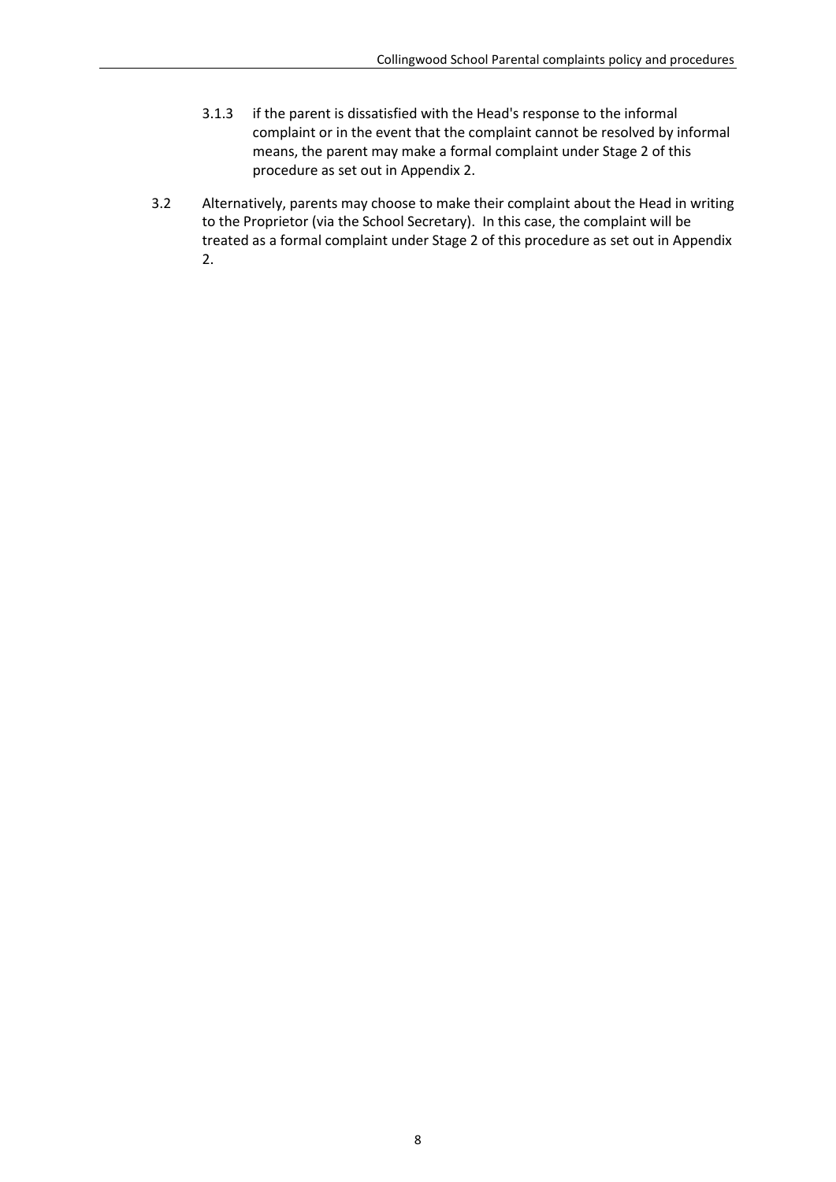3.1.3 if the parent is dissatisfied with the Head's response to the informal complaint or in the event that the complaint cannot be resolved by informal means, the parent may make a formal complaint under Stage 2 of this procedure as set out in Appendix 2.

3.2 Alternatively, parents may choose to make their complaint about the Head in writing to the Proprietor (via the School Secretary). In this case, the complaint will be treated as a formal complaint under Stage 2 of this procedure as set out in Appendix 2.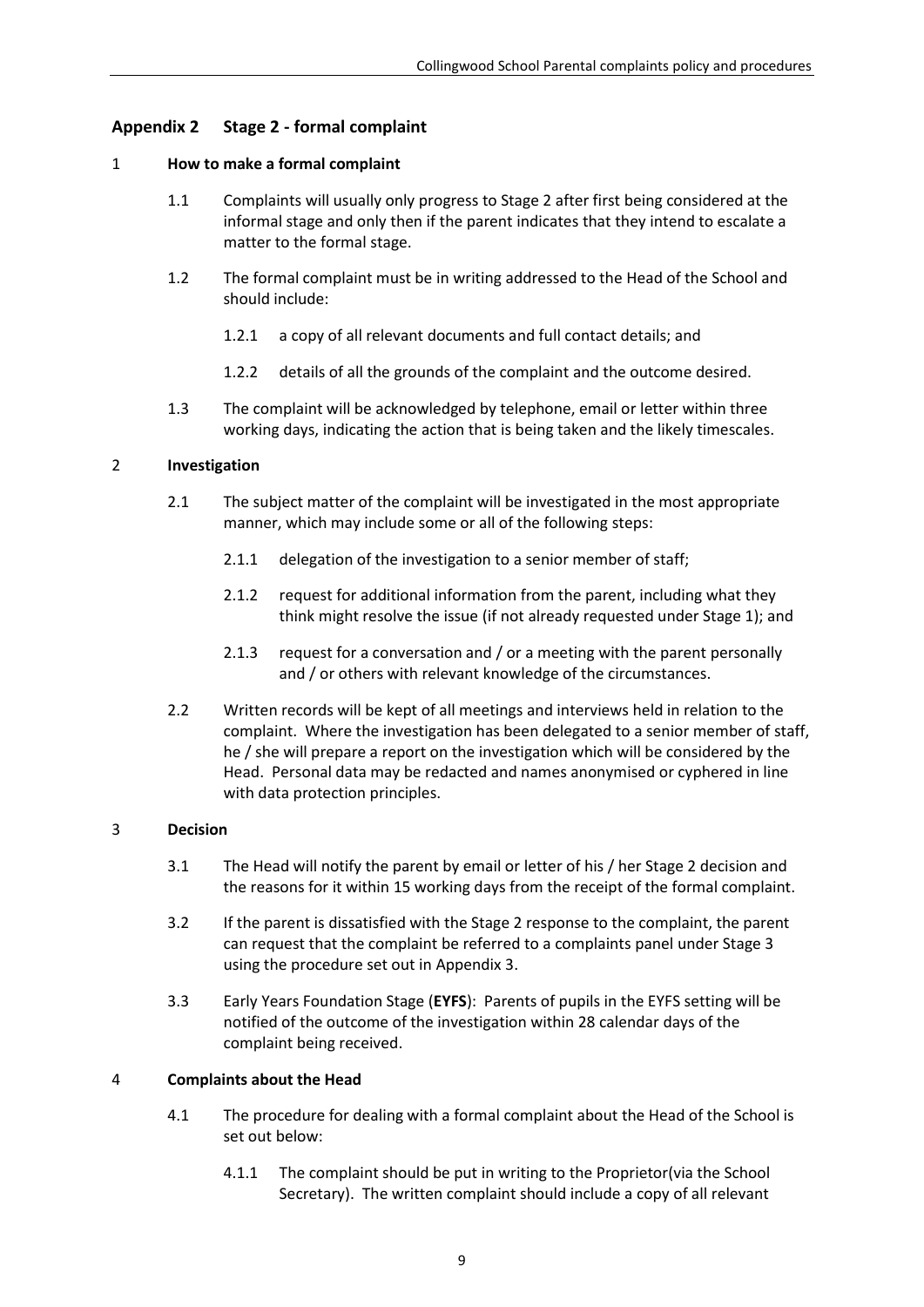## Appendix 2 Stage 2 - formal complaint

### 1 How to make a formal complaint

1.1 Complaints will usually only progress to Stage 2 after first being considered at the informal stage and only then if the parent indicates that they intend to escalate a matter to the formal stage.

1.2 The formal complaint must be in writing addressed to the Head of the School and should include:

1.2.1 a copy of all relevant documents and full contact details; and

1.2.2 details of all the grounds of the complaint and the outcome desired.

1.3 The complaint will be acknowledged by telephone, email or letter within three working days, indicating the action that is being taken and the likely timescales.

### 2 Investigation

2.1 The subject matter of the complaint will be investigated in the most appropriate manner, which may include some or all of the following steps:

2.1.1 delegation of the investigation to a senior member of staff;

2.1.2 request for additional information from the parent, including what they think might resolve the issue (if not already requested under Stage 1); and

2.1.3 request for a conversation and / or a meeting with the parent personally and / or others with relevant knowledge of the circumstances.

2.2 Written records will be kept of all meetings and interviews held in relation to the complaint. Where the investigation has been delegated to a senior member of staff, he / she will prepare a report on the investigation which will be considered by the Head. Personal data may be redacted and names anonymised or cyphered in line with data protection principles.

### 3 Decision

3.1 The Head will notify the parent by email or letter of his / her Stage 2 decision and the reasons for it within 15 working days from the receipt of the formal complaint.

3.2 If the parent is dissatisfied with the Stage 2 response to the complaint, the parent can request that the complaint be referred to a complaints panel under Stage 3 using the procedure set out in Appendix 3.

3.3 Early Years Foundation Stage (**EYFS**): Parents of pupils in the EYFS setting will be notified of the outcome of the investigation within 28 calendar days of the complaint being received.

### 4 Complaints about the Head

4.1 The procedure for dealing with a formal complaint about the Head of the School is set out below:

4.1.1 The complaint should be put in writing to the Proprietor(via the School Secretary). The written complaint should include a copy of all relevant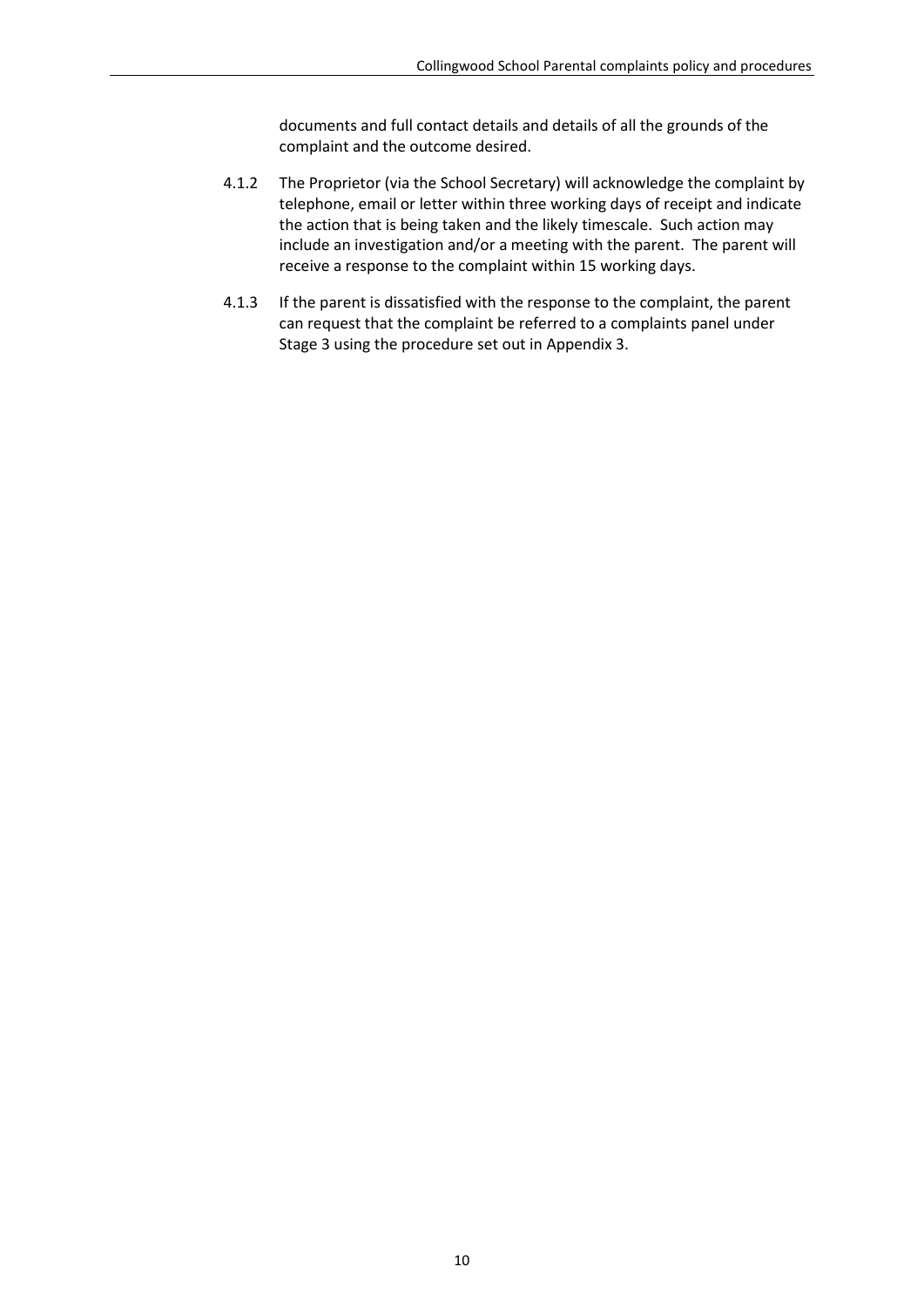documents and full contact details and details of all the grounds of the complaint and the outcome desired.

4.1.2 The Proprietor (via the School Secretary) will acknowledge the complaint by telephone, email or letter within three working days of receipt and indicate the action that is being taken and the likely timescale. Such action may include an investigation and/or a meeting with the parent. The parent will receive a response to the complaint within 15 working days.

4.1.3 If the parent is dissatisfied with the response to the complaint, the parent can request that the complaint be referred to a complaints panel under Stage 3 using the procedure set out in Appendix 3.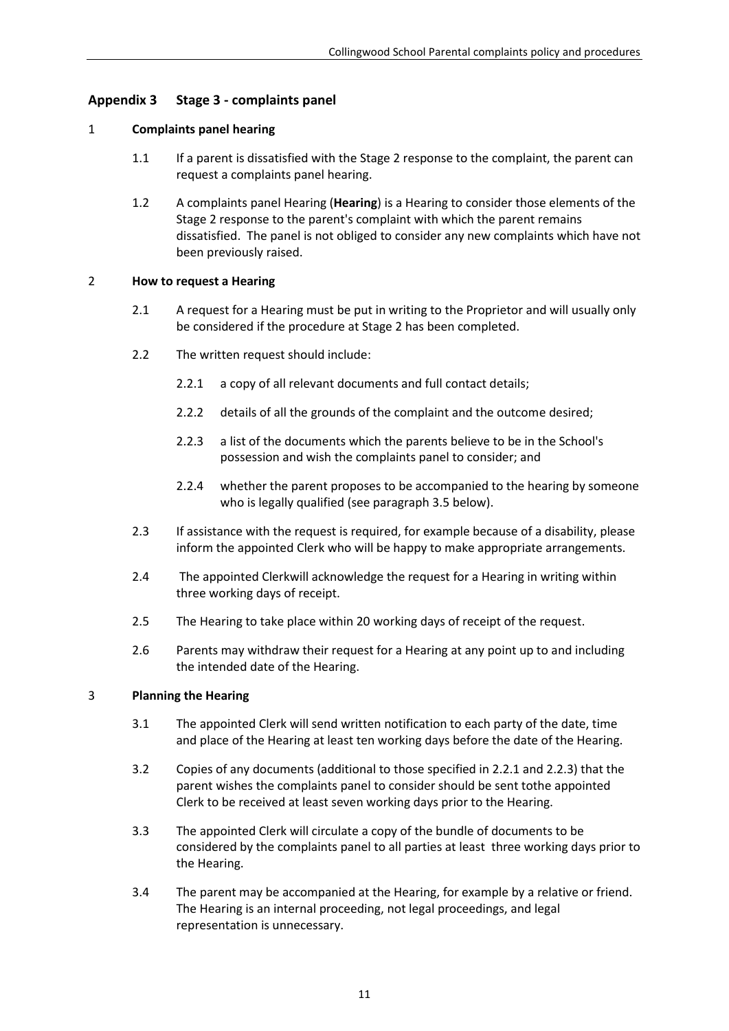## Appendix 3 Stage 3 - complaints panel

### 1 Complaints panel hearing

1.1 If a parent is dissatisfied with the Stage 2 response to the complaint, the parent can request a complaints panel hearing.

1.2 A complaints panel Hearing (**Hearing**) is a Hearing to consider those elements of the Stage 2 response to the parent's complaint with which the parent remains dissatisfied. The panel is not obliged to consider any new complaints which have not been previously raised.

### 2 How to request a Hearing

2.1 A request for a Hearing must be put in writing to the Proprietor and will usually only be considered if the procedure at Stage 2 has been completed.

2.2 The written request should include:

2.2.1 a copy of all relevant documents and full contact details;

2.2.2 details of all the grounds of the complaint and the outcome desired;

2.2.3 a list of the documents which the parents believe to be in the School's possession and wish the complaints panel to consider; and

2.2.4 whether the parent proposes to be accompanied to the hearing by someone who is legally qualified (see paragraph 3.5 below).

2.3 If assistance with the request is required, for example because of a disability, please inform the appointed Clerk who will be happy to make appropriate arrangements.

2.4 The appointed Clerkwill acknowledge the request for a Hearing in writing within three working days of receipt.

2.5 The Hearing to take place within 20 working days of receipt of the request.

2.6 Parents may withdraw their request for a Hearing at any point up to and including the intended date of the Hearing.

### 3 Planning the Hearing

3.1 The appointed Clerk will send written notification to each party of the date, time and place of the Hearing at least ten working days before the date of the Hearing.

3.2 Copies of any documents (additional to those specified in 2.2.1 and 2.2.3) that the parent wishes the complaints panel to consider should be sent tothe appointed Clerk to be received at least seven working days prior to the Hearing.

3.3 The appointed Clerk will circulate a copy of the bundle of documents to be considered by the complaints panel to all parties at least three working days prior to the Hearing.

3.4 The parent may be accompanied at the Hearing, for example by a relative or friend. The Hearing is an internal proceeding, not legal proceedings, and legal representation is unnecessary.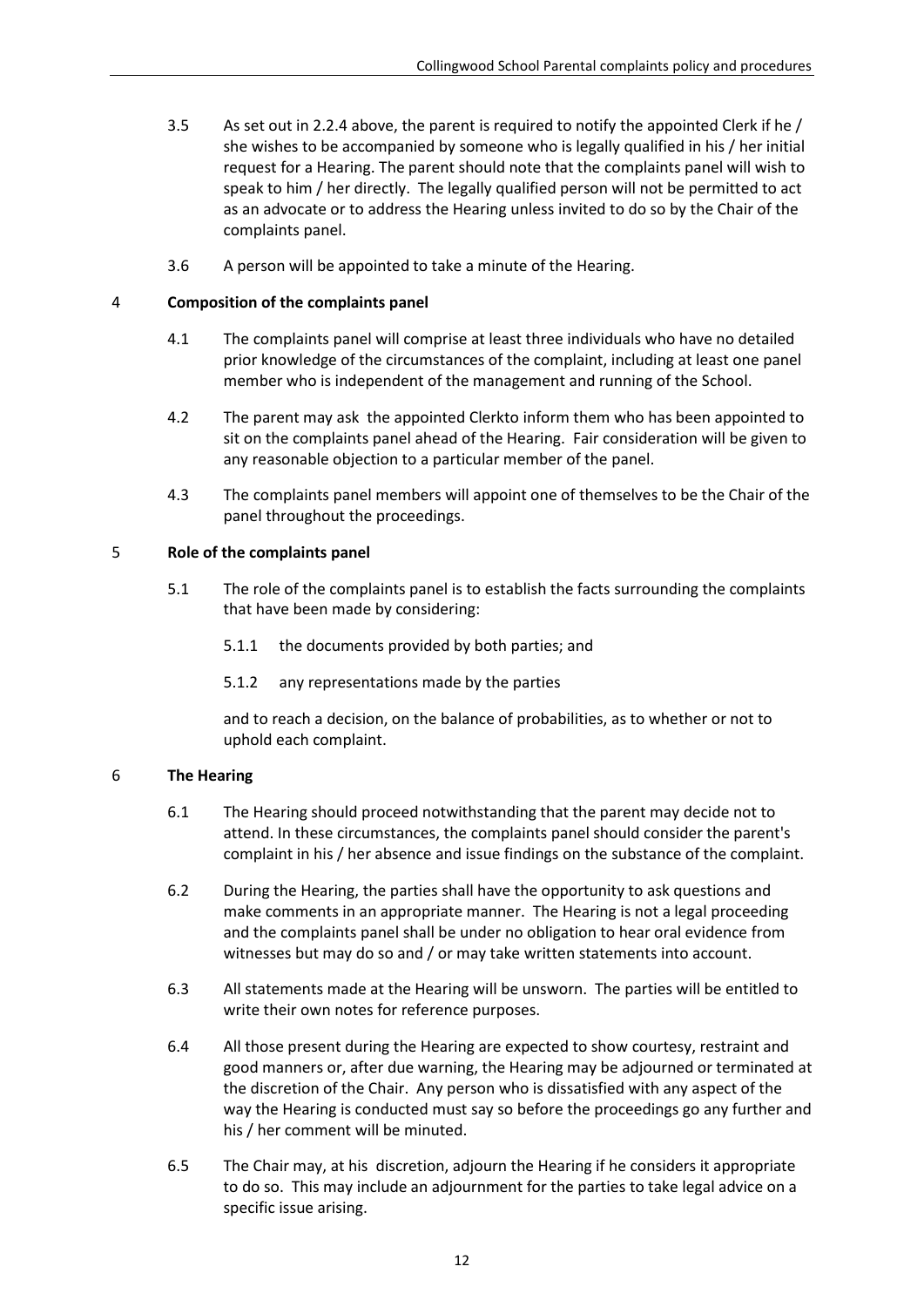3.5 As set out in 2.2.4 above, the parent is required to notify the appointed Clerk if he / she wishes to be accompanied by someone who is legally qualified in his / her initial request for a Hearing. The parent should note that the complaints panel will wish to speak to him / her directly. The legally qualified person will not be permitted to act as an advocate or to address the Hearing unless invited to do so by the Chair of the complaints panel.

3.6 A person will be appointed to take a minute of the Hearing.

## 4 Composition of the complaints panel

4.1 The complaints panel will comprise at least three individuals who have no detailed prior knowledge of the circumstances of the complaint, including at least one panel member who is independent of the management and running of the School.

4.2 The parent may ask the appointed Clerkto inform them who has been appointed to sit on the complaints panel ahead of the Hearing. Fair consideration will be given to any reasonable objection to a particular member of the panel.

4.3 The complaints panel members will appoint one of themselves to be the Chair of the panel throughout the proceedings.

## 5 Role of the complaints panel

5.1 The role of the complaints panel is to establish the facts surrounding the complaints that have been made by considering:

5.1.1 the documents provided by both parties; and

5.1.2 any representations made by the parties

and to reach a decision, on the balance of probabilities, as to whether or not to uphold each complaint.

## 6 The Hearing

6.1 The Hearing should proceed notwithstanding that the parent may decide not to attend. In these circumstances, the complaints panel should consider the parent's complaint in his / her absence and issue findings on the substance of the complaint.

6.2 During the Hearing, the parties shall have the opportunity to ask questions and make comments in an appropriate manner. The Hearing is not a legal proceeding and the complaints panel shall be under no obligation to hear oral evidence from witnesses but may do so and / or may take written statements into account.

6.3 All statements made at the Hearing will be unsworn. The parties will be entitled to write their own notes for reference purposes.

6.4 All those present during the Hearing are expected to show courtesy, restraint and good manners or, after due warning, the Hearing may be adjourned or terminated at the discretion of the Chair. Any person who is dissatisfied with any aspect of the way the Hearing is conducted must say so before the proceedings go any further and his / her comment will be minuted.

6.5 The Chair may, at his discretion, adjourn the Hearing if he considers it appropriate to do so. This may include an adjournment for the parties to take legal advice on a specific issue arising.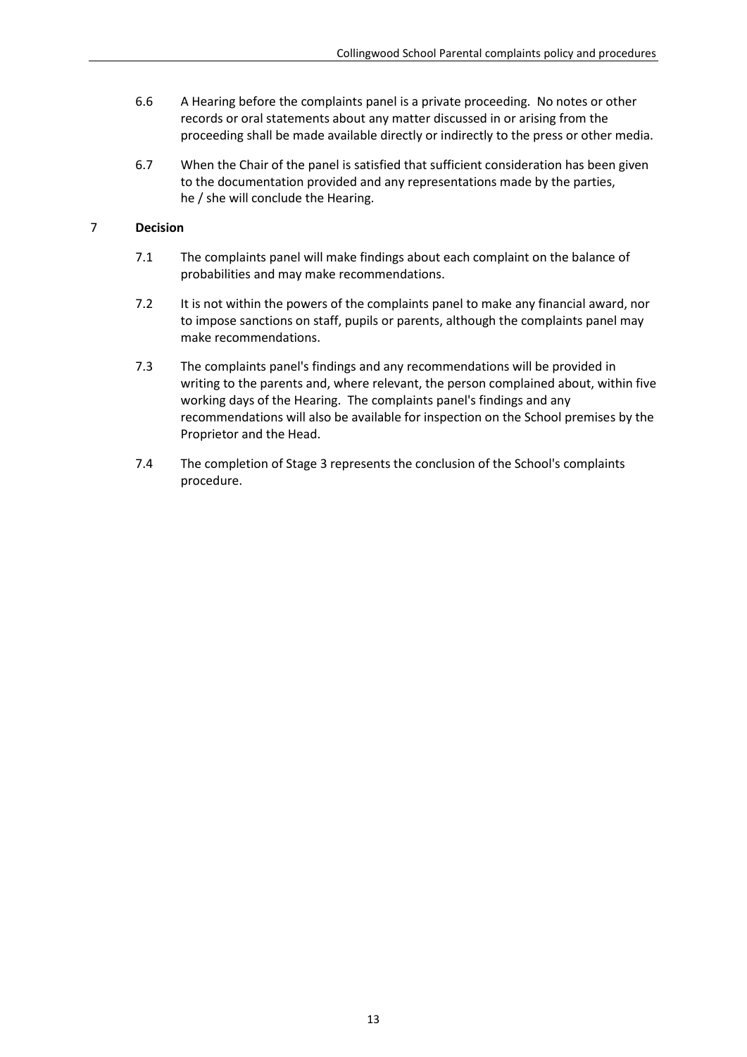6.6 A Hearing before the complaints panel is a private proceeding. No notes or other records or oral statements about any matter discussed in or arising from the proceeding shall be made available directly or indirectly to the press or other media.

6.7 When the Chair of the panel is satisfied that sufficient consideration has been given to the documentation provided and any representations made by the parties, he / she will conclude the Hearing.

## 7 Decision

7.1 The complaints panel will make findings about each complaint on the balance of probabilities and may make recommendations.

7.2 It is not within the powers of the complaints panel to make any financial award, nor to impose sanctions on staff, pupils or parents, although the complaints panel may make recommendations.

7.3 The complaints panel's findings and any recommendations will be provided in writing to the parents and, where relevant, the person complained about, within five working days of the Hearing. The complaints panel's findings and any recommendations will also be available for inspection on the School premises by the Proprietor and the Head.

7.4 The completion of Stage 3 represents the conclusion of the School's complaints procedure.